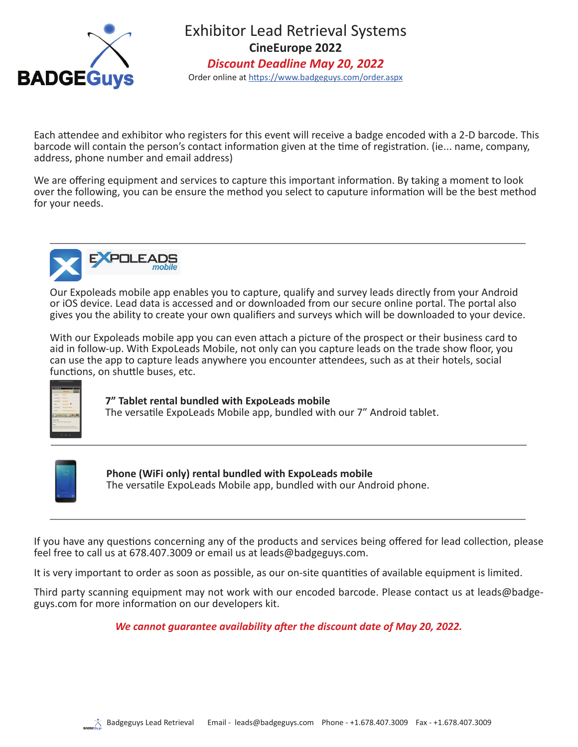# Exhibitor Lead Retrieval Systems

**CineEurope 2022**

***Discount Deadline May 20, 2022***

Order online at https://www.badgeguys.com/order.aspx

Each attendee and exhibitor who registers for this event will receive a badge encoded with a 2-D barcode. This barcode will contain the person's contact information given at the time of registration. (ie... name, company, address, phone number and email address)

We are offering equipment and services to capture this important information. By taking a moment to look over the following, you can be ensure the method you select to caputure information will be the best method for your needs.

---

## EXPOLEADS mobile

Our Expoleads mobile app enables you to capture, qualify and survey leads directly from your Android or iOS device. Lead data is accessed and or downloaded from our secure online portal. The portal also gives you the ability to create your own qualifiers and surveys which will be downloaded to your device.

With our Expoleads mobile app you can even attach a picture of the prospect or their business card to aid in follow-up. With ExpoLeads Mobile, not only can you capture leads on the trade show floor, you can use the app to capture leads anywhere you encounter attendees, such as at their hotels, social functions, on shuttle buses, etc.

**7" Tablet rental bundled with ExpoLeads mobile**
The versatile ExpoLeads Mobile app, bundled with our 7" Android tablet.

---

**Phone (WiFi only) rental bundled with ExpoLeads mobile**
The versatile ExpoLeads Mobile app, bundled with our Android phone.

---

If you have any questions concerning any of the products and services being offered for lead collection, please feel free to call us at 678.407.3009 or email us at leads@badgeguys.com.

It is very important to order as soon as possible, as our on-site quantities of available equipment is limited.

Third party scanning equipment may not work with our encoded barcode. Please contact us at leads@badgeguys.com for more information on our developers kit.

***We cannot guarantee availability after the discount date of May 20, 2022.***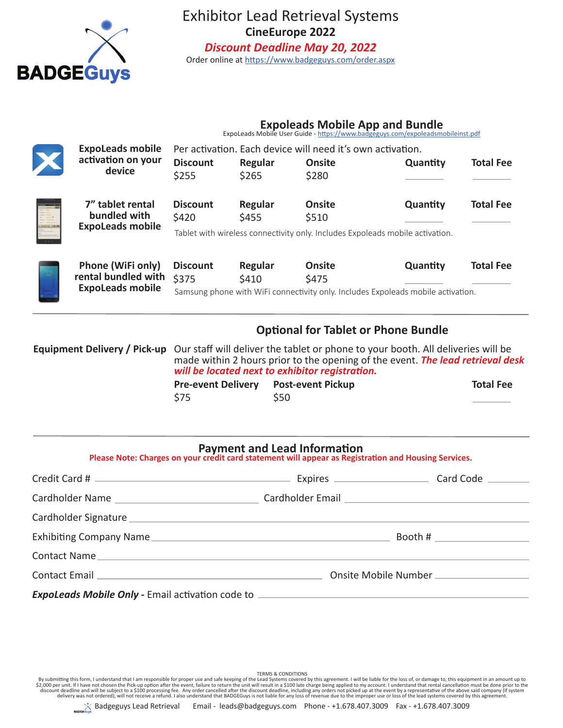# Exhibitor Lead Retrieval Systems

**CineEurope 2022**

***Discount Deadline May 20, 2022***

Order online at https://www.badgeguys.com/order.aspx

## Expoleads Mobile App and Bundle

ExpoLeads Mobile User Guide - https://www.badgeguys.com/expoleadsmobileinst.pdf

| | Discount | Regular | Onsite | Quantity | Total Fee |
|---|---|---|---|---|---|
| **ExpoLeads mobile activation on your device** — Per activation. Each device will need it's own activation. | $255 | $265 | $280 | ______ | ______ |
| **7" tablet rental bundled with ExpoLeads mobile** — Tablet with wireless connectivity only. Includes Expoleads mobile activation. | $420 | $455 | $510 | ______ | ______ |
| **Phone (WiFi only) rental bundled with ExpoLeads mobile** — Samsung phone with WiFi connectivity only. Includes Expoleads mobile activation. | $375 | $410 | $475 | ______ | ______ |

## Optional for Tablet or Phone Bundle

**Equipment Delivery / Pick-up** Our staff will deliver the tablet or phone to your booth. All deliveries will be made within 2 hours prior to the opening of the event. ***The lead retrieval desk will be located next to exhibitor registration.***

| Pre-event Delivery | Post-event Pickup | Total Fee |
|---|---|---|
| $75 | $50 | ______ |

## Payment and Lead Information

**Please Note: Charges on your credit card statement will appear as Registration and Housing Services.**

Credit Card # ______________________ Expires ______________ Card Code ________

Cardholder Name ______________________ Cardholder Email ______________________

Cardholder Signature ______________________________________________

Exhibiting Company Name ______________________ Booth # ______________

Contact Name ______________________________________________

Contact Email ______________________ Onsite Mobile Number ______________

***ExpoLeads Mobile Only*** **-** Email activation code to ______________________

TERMS & CONDITIONS

By submitting this form, I understand that I am responsible for proper use and safe keeping of the Lead Systems covered by this agreement. I will be liable for the loss of, or damage to, this equipment in an amount up to $2,000 per unit. If I have not chosen the Pick-up option after the event, failure to return the unit will result in a $100 late charge being applied to my account. I understand that rental cancellation must be done prior to the discount deadline and will be subject to a $100 processing fee. Any order cancelled after the discount deadline, including any orders not picked up at the event by a representative of the above said company (if system delivery was not ordered), will not receive a refund. I also understand that BADGEGuys is not liable for any loss of revenue due to the improper use or loss of the lead systems covered by this agreement.

Badgeguys Lead Retrieval Email - leads@badgeguys.com Phone - +1.678.407.3009 Fax - +1.678.407.3009